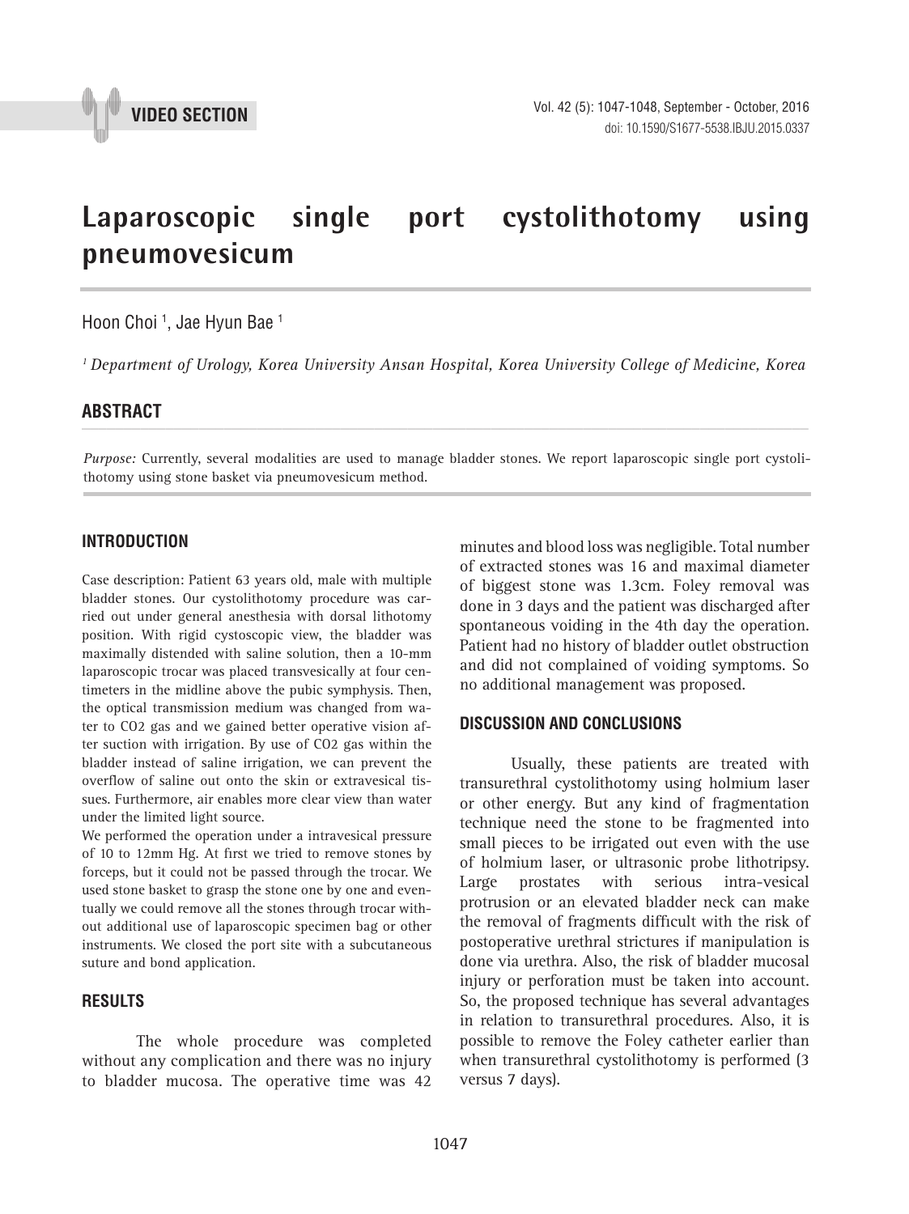VIDEO SECTION

# Laparoscopic single port cystolithotomy using pneumovesicum

Hoon Choi [1], Jae Hyun Bae [1]

*[1] Department of Urology, Korea University Ansan Hospital, Korea University College of Medicine, Korea*

## ABSTRACT

*Purpose:* Currently, several modalities are used to manage bladder stones. We report laparoscopic single port cystolithotomy using stone basket via pneumovesicum method.

## INTRODUCTION

Case description: Patient 63 years old, male with multiple bladder stones. Our cystolithotomy procedure was carried out under general anesthesia with dorsal lithotomy position. With rigid cystoscopic view, the bladder was maximally distended with saline solution, then a 10-mm laparoscopic trocar was placed transvesically at four centimeters in the midline above the pubic symphysis. Then, the optical transmission medium was changed from water to CO2 gas and we gained better operative vision after suction with irrigation. By use of CO2 gas within the bladder instead of saline irrigation, we can prevent the overflow of saline out onto the skin or extravesical tissues. Furthermore, air enables more clear view than water under the limited light source.

We performed the operation under a intravesical pressure of 10 to 12mm Hg. At first we tried to remove stones by forceps, but it could not be passed through the trocar. We used stone basket to grasp the stone one by one and eventually we could remove all the stones through trocar without additional use of laparoscopic specimen bag or other instruments. We closed the port site with a subcutaneous suture and bond application.

## RESULTS

The whole procedure was completed without any complication and there was no injury to bladder mucosa. The operative time was 42 minutes and blood loss was negligible. Total number of extracted stones was 16 and maximal diameter of biggest stone was 1.3cm. Foley removal was done in 3 days and the patient was discharged after spontaneous voiding in the 4th day the operation. Patient had no history of bladder outlet obstruction and did not complained of voiding symptoms. So no additional management was proposed.

## DISCUSSION AND CONCLUSIONS

Usually, these patients are treated with transurethral cystolithotomy using holmium laser or other energy. But any kind of fragmentation technique need the stone to be fragmented into small pieces to be irrigated out even with the use of holmium laser, or ultrasonic probe lithotripsy. Large prostates with serious intra-vesical protrusion or an elevated bladder neck can make the removal of fragments difficult with the risk of postoperative urethral strictures if manipulation is done via urethra. Also, the risk of bladder mucosal injury or perforation must be taken into account. So, the proposed technique has several advantages in relation to transurethral procedures. Also, it is possible to remove the Foley catheter earlier than when transurethral cystolithotomy is performed (3 versus 7 days).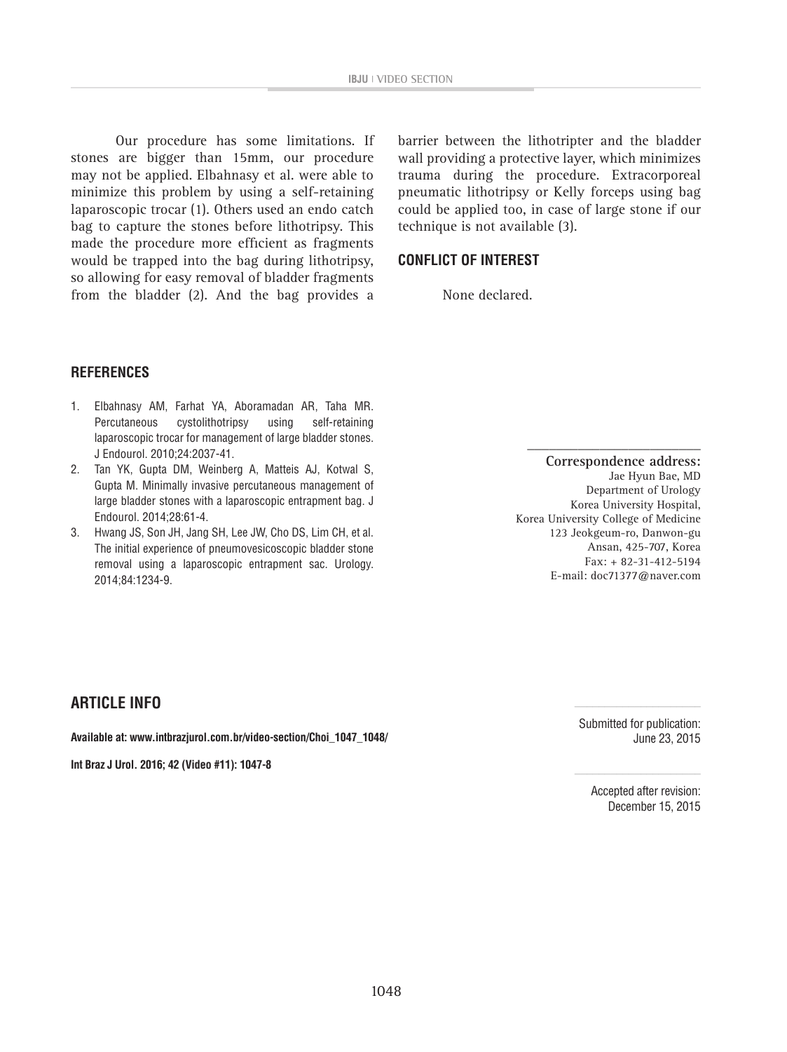Our procedure has some limitations. If stones are bigger than 15mm, our procedure may not be applied. Elbahnasy et al. were able to minimize this problem by using a self-retaining laparoscopic trocar (1). Others used an endo catch bag to capture the stones before lithotripsy. This made the procedure more efficient as fragments would be trapped into the bag during lithotripsy, so allowing for easy removal of bladder fragments from the bladder (2). And the bag provides a barrier between the lithotripter and the bladder wall providing a protective layer, which minimizes trauma during the procedure. Extracorporeal pneumatic lithotripsy or Kelly forceps using bag could be applied too, in case of large stone if our technique is not available (3).

## CONFLICT OF INTEREST

None declared.

## REFERENCES

1. Elbahnasy AM, Farhat YA, Aboramadan AR, Taha MR. Percutaneous cystolithotripsy using self-retaining laparoscopic trocar for management of large bladder stones. J Endourol. 2010;24:2037-41.
2. Tan YK, Gupta DM, Weinberg A, Matteis AJ, Kotwal S, Gupta M. Minimally invasive percutaneous management of large bladder stones with a laparoscopic entrapment bag. J Endourol. 2014;28:61-4.
3. Hwang JS, Son JH, Jang SH, Lee JW, Cho DS, Lim CH, et al. The initial experience of pneumovesicoscopic bladder stone removal using a laparoscopic entrapment sac. Urology. 2014;84:1234-9.

**Correspondence address:**
Jae Hyun Bae, MD
Department of Urology
Korea University Hospital,
Korea University College of Medicine
123 Jeokgeum-ro, Danwon-gu
Ansan, 425-707, Korea
Fax: + 82-31-412-5194
E-mail: doc71377@naver.com

## ARTICLE INFO

**Available at: www.intbrazjurol.com.br/video-section/Choi_1047_1048/**

**Int Braz J Urol. 2016; 42 (Video #11): 1047-8**

Submitted for publication:
June 23, 2015

Accepted after revision:
December 15, 2015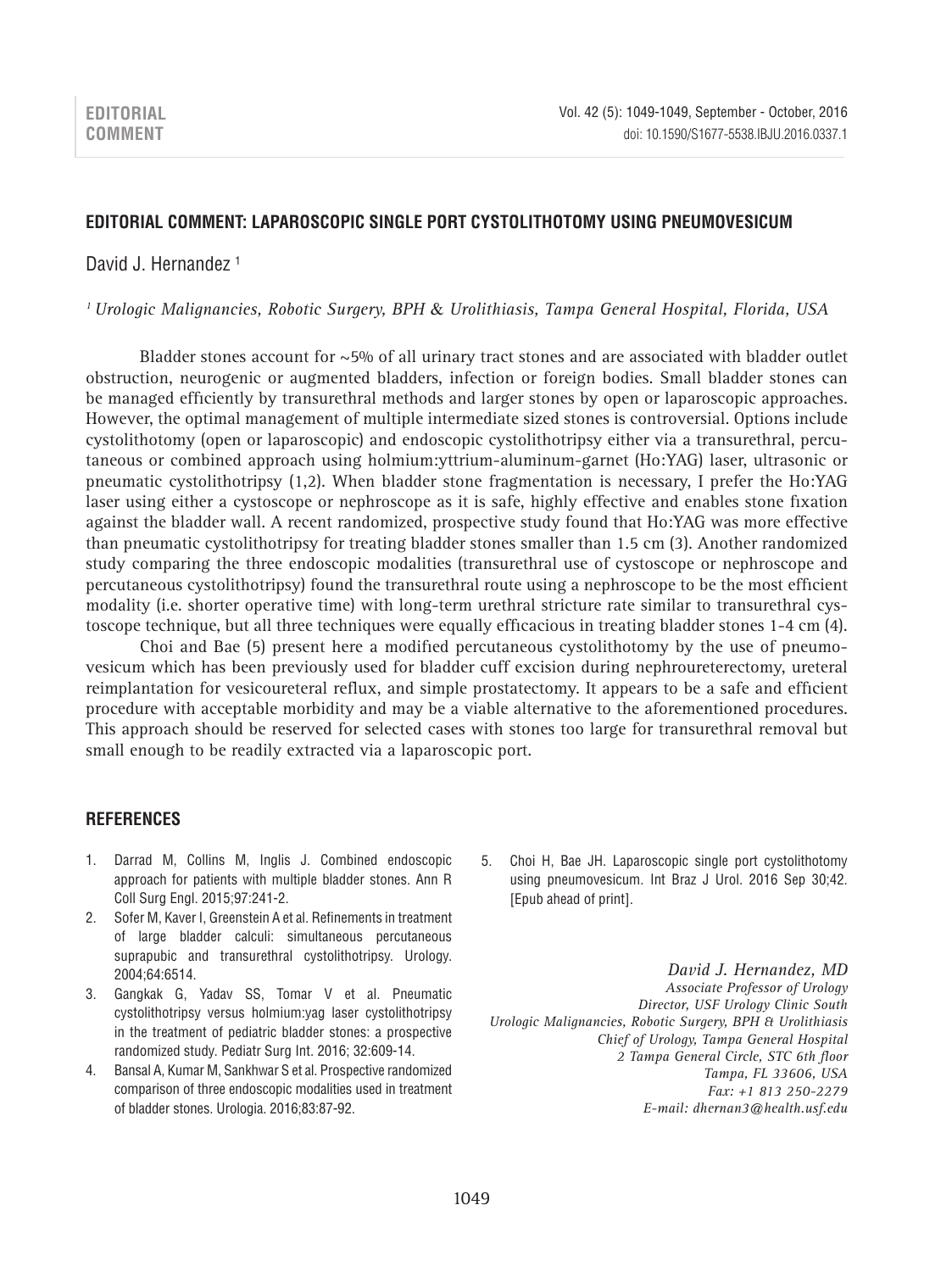**EDITORIAL COMMENT**

## EDITORIAL COMMENT: LAPAROSCOPIC SINGLE PORT CYSTOLITHOTOMY USING PNEUMOVESICUM

David J. Hernandez [1]

*[1] Urologic Malignancies, Robotic Surgery, BPH & Urolithiasis, Tampa General Hospital, Florida, USA*

Bladder stones account for ~5% of all urinary tract stones and are associated with bladder outlet obstruction, neurogenic or augmented bladders, infection or foreign bodies. Small bladder stones can be managed efficiently by transurethral methods and larger stones by open or laparoscopic approaches. However, the optimal management of multiple intermediate sized stones is controversial. Options include cystolithotomy (open or laparoscopic) and endoscopic cystolithotripsy either via a transurethral, percutaneous or combined approach using holmium:yttrium-aluminum-garnet (Ho:YAG) laser, ultrasonic or pneumatic cystolithotripsy (1,2). When bladder stone fragmentation is necessary, I prefer the Ho:YAG laser using either a cystoscope or nephroscope as it is safe, highly effective and enables stone fixation against the bladder wall. A recent randomized, prospective study found that Ho:YAG was more effective than pneumatic cystolithotripsy for treating bladder stones smaller than 1.5 cm (3). Another randomized study comparing the three endoscopic modalities (transurethral use of cystoscope or nephroscope and percutaneous cystolithotripsy) found the transurethral route using a nephroscope to be the most efficient modality (i.e. shorter operative time) with long-term urethral stricture rate similar to transurethral cystoscope technique, but all three techniques were equally efficacious in treating bladder stones 1-4 cm (4).

Choi and Bae (5) present here a modified percutaneous cystolithotomy by the use of pneumovesicum which has been previously used for bladder cuff excision during nephroureterectomy, ureteral reimplantation for vesicoureteral reflux, and simple prostatectomy. It appears to be a safe and efficient procedure with acceptable morbidity and may be a viable alternative to the aforementioned procedures. This approach should be reserved for selected cases with stones too large for transurethral removal but small enough to be readily extracted via a laparoscopic port.

### REFERENCES

1. Darrad M, Collins M, Inglis J. Combined endoscopic approach for patients with multiple bladder stones. Ann R Coll Surg Engl. 2015;97:241-2.
2. Sofer M, Kaver I, Greenstein A et al. Refinements in treatment of large bladder calculi: simultaneous percutaneous suprapubic and transurethral cystolithotripsy. Urology. 2004;64:6514.
3. Gangkak G, Yadav SS, Tomar V et al. Pneumatic cystolithotripsy versus holmium:yag laser cystolithotripsy in the treatment of pediatric bladder stones: a prospective randomized study. Pediatr Surg Int. 2016; 32:609-14.
4. Bansal A, Kumar M, Sankhwar S et al. Prospective randomized comparison of three endoscopic modalities used in treatment of bladder stones. Urologia. 2016;83:87-92.
5. Choi H, Bae JH. Laparoscopic single port cystolithotomy using pneumovesicum. Int Braz J Urol. 2016 Sep 30;42. [Epub ahead of print].

***David J. Hernandez, MD***
*Associate Professor of Urology*
*Director, USF Urology Clinic South*
*Urologic Malignancies, Robotic Surgery, BPH & Urolithiasis*
*Chief of Urology, Tampa General Hospital*
*2 Tampa General Circle, STC 6th floor*
*Tampa, FL 33606, USA*
*Fax: +1 813 250-2279*
*E-mail: dhernan3@health.usf.edu*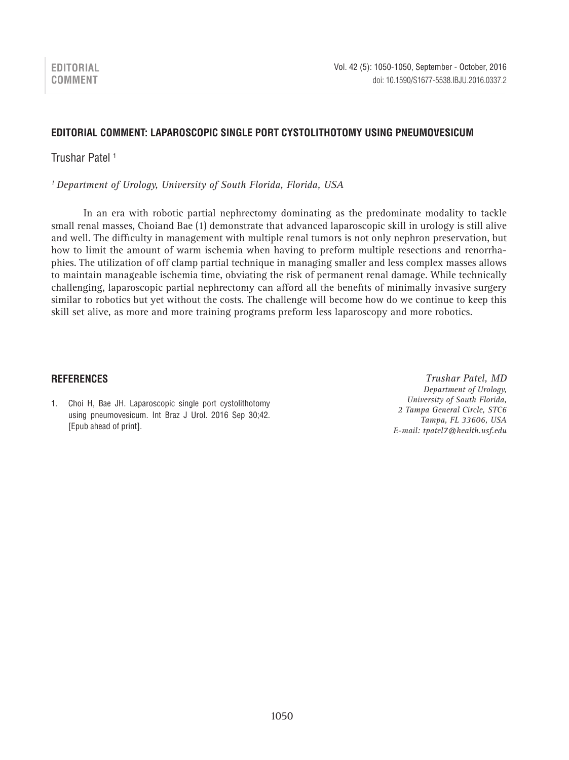EDITORIAL COMMENT

## EDITORIAL COMMENT: LAPAROSCOPIC SINGLE PORT CYSTOLITHOTOMY USING PNEUMOVESICUM

Trushar Patel [1]

[1] *Department of Urology, University of South Florida, Florida, USA*

In an era with robotic partial nephrectomy dominating as the predominate modality to tackle small renal masses, Choiand Bae (1) demonstrate that advanced laparoscopic skill in urology is still alive and well. The difficulty in management with multiple renal tumors is not only nephron preservation, but how to limit the amount of warm ischemia when having to preform multiple resections and renorrhaphies. The utilization of off clamp partial technique in managing smaller and less complex masses allows to maintain manageable ischemia time, obviating the risk of permanent renal damage. While technically challenging, laparoscopic partial nephrectomy can afford all the benefits of minimally invasive surgery similar to robotics but yet without the costs. The challenge will become how do we continue to keep this skill set alive, as more and more training programs preform less laparoscopy and more robotics.

## REFERENCES

1. Choi H, Bae JH. Laparoscopic single port cystolithotomy using pneumovesicum. Int Braz J Urol. 2016 Sep 30;42. [Epub ahead of print].

*Trushar Patel, MD*
*Department of Urology,*
*University of South Florida,*
*2 Tampa General Circle, STC6*
*Tampa, FL 33606, USA*
*E-mail: tpatel7@health.usf.edu*